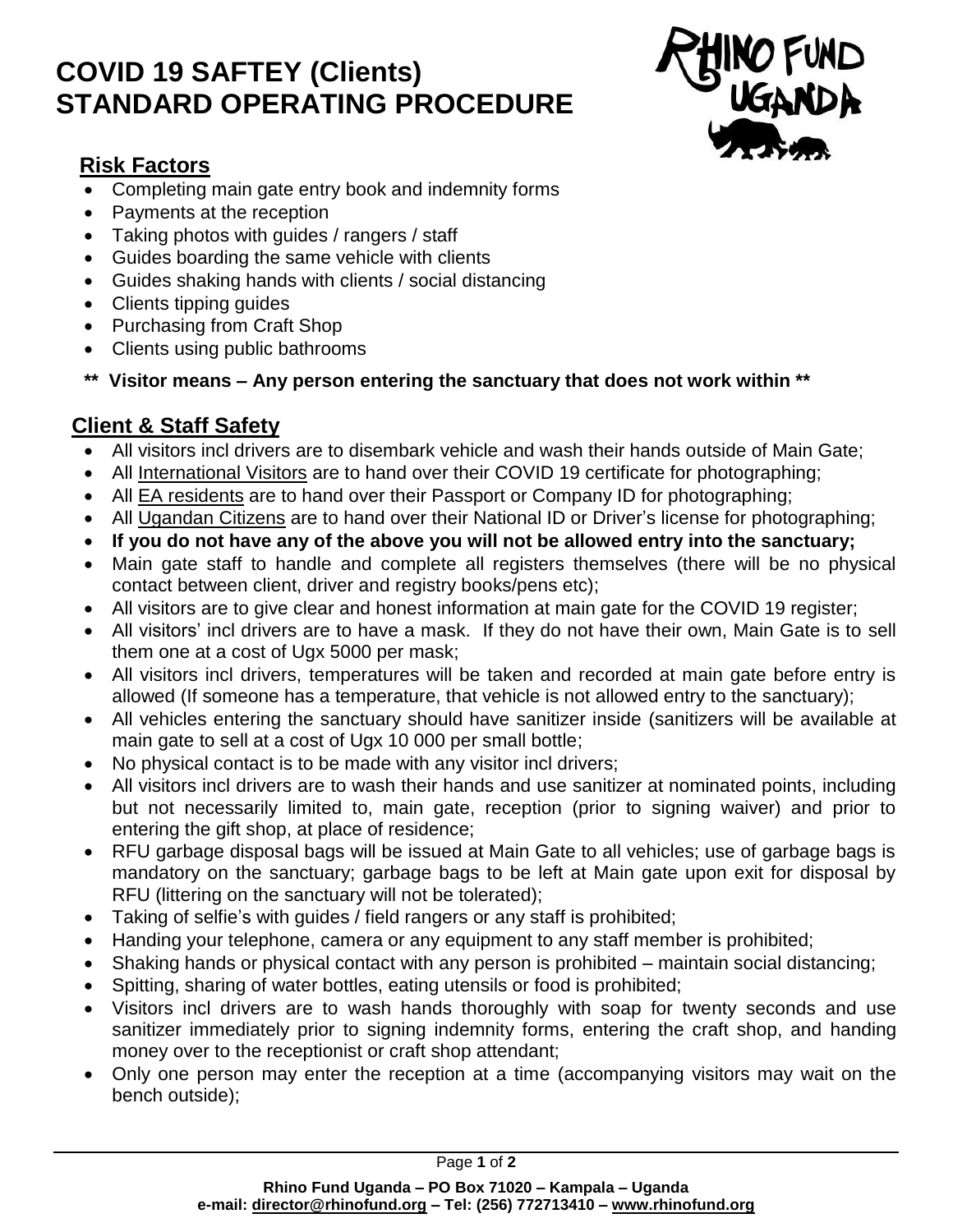# COVID 19 SAFTEY (Clients)
# STANDARD OPERATING PROCEDURE

## Risk Factors

- Completing main gate entry book and indemnity forms
- Payments at the reception
- Taking photos with guides / rangers / staff
- Guides boarding the same vehicle with clients
- Guides shaking hands with clients / social distancing
- Clients tipping guides
- Purchasing from Craft Shop
- Clients using public bathrooms

**\*\* Visitor means – Any person entering the sanctuary that does not work within \*\***

## Client & Staff Safety

- All visitors incl drivers are to disembark vehicle and wash their hands outside of Main Gate;
- All International Visitors are to hand over their COVID 19 certificate for photographing;
- All EA residents are to hand over their Passport or Company ID for photographing;
- All Ugandan Citizens are to hand over their National ID or Driver's license for photographing;
- **If you do not have any of the above you will not be allowed entry into the sanctuary;**
- Main gate staff to handle and complete all registers themselves (there will be no physical contact between client, driver and registry books/pens etc);
- All visitors are to give clear and honest information at main gate for the COVID 19 register;
- All visitors' incl drivers are to have a mask. If they do not have their own, Main Gate is to sell them one at a cost of Ugx 5000 per mask;
- All visitors incl drivers, temperatures will be taken and recorded at main gate before entry is allowed (If someone has a temperature, that vehicle is not allowed entry to the sanctuary);
- All vehicles entering the sanctuary should have sanitizer inside (sanitizers will be available at main gate to sell at a cost of Ugx 10 000 per small bottle;
- No physical contact is to be made with any visitor incl drivers;
- All visitors incl drivers are to wash their hands and use sanitizer at nominated points, including but not necessarily limited to, main gate, reception (prior to signing waiver) and prior to entering the gift shop, at place of residence;
- RFU garbage disposal bags will be issued at Main Gate to all vehicles; use of garbage bags is mandatory on the sanctuary; garbage bags to be left at Main gate upon exit for disposal by RFU (littering on the sanctuary will not be tolerated);
- Taking of selfie's with guides / field rangers or any staff is prohibited;
- Handing your telephone, camera or any equipment to any staff member is prohibited;
- Shaking hands or physical contact with any person is prohibited – maintain social distancing;
- Spitting, sharing of water bottles, eating utensils or food is prohibited;
- Visitors incl drivers are to wash hands thoroughly with soap for twenty seconds and use sanitizer immediately prior to signing indemnity forms, entering the craft shop, and handing money over to the receptionist or craft shop attendant;
- Only one person may enter the reception at a time (accompanying visitors may wait on the bench outside);

**Rhino Fund Uganda – PO Box 71020 – Kampala – Uganda**
**e-mail: director@rhinofund.org – Tel: (256) 772713410 – www.rhinofund.org**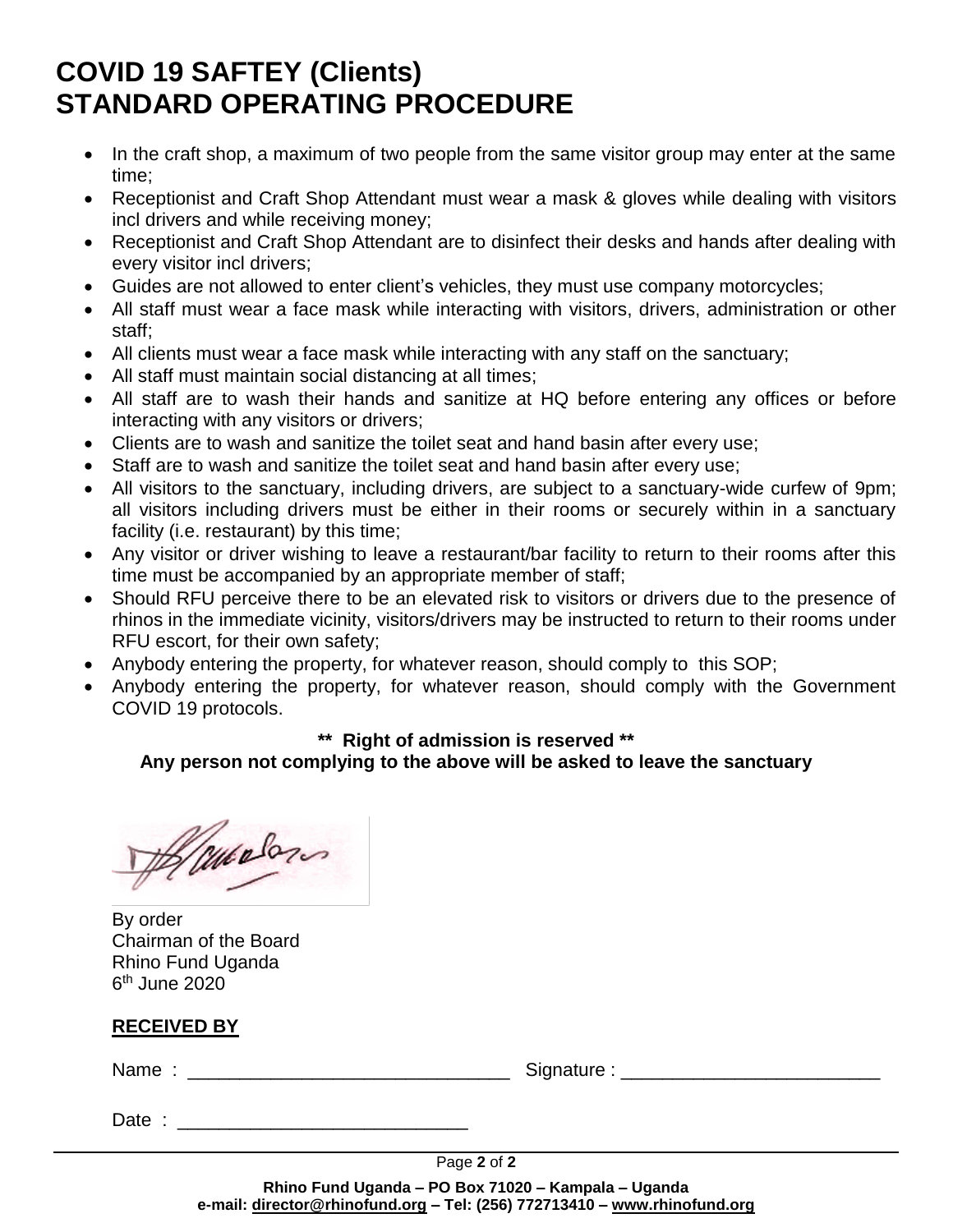# COVID 19 SAFTEY (Clients)
# STANDARD OPERATING PROCEDURE

- In the craft shop, a maximum of two people from the same visitor group may enter at the same time;
- Receptionist and Craft Shop Attendant must wear a mask & gloves while dealing with visitors incl drivers and while receiving money;
- Receptionist and Craft Shop Attendant are to disinfect their desks and hands after dealing with every visitor incl drivers;
- Guides are not allowed to enter client's vehicles, they must use company motorcycles;
- All staff must wear a face mask while interacting with visitors, drivers, administration or other staff;
- All clients must wear a face mask while interacting with any staff on the sanctuary;
- All staff must maintain social distancing at all times;
- All staff are to wash their hands and sanitize at HQ before entering any offices or before interacting with any visitors or drivers;
- Clients are to wash and sanitize the toilet seat and hand basin after every use;
- Staff are to wash and sanitize the toilet seat and hand basin after every use;
- All visitors to the sanctuary, including drivers, are subject to a sanctuary-wide curfew of 9pm; all visitors including drivers must be either in their rooms or securely within in a sanctuary facility (i.e. restaurant) by this time;
- Any visitor or driver wishing to leave a restaurant/bar facility to return to their rooms after this time must be accompanied by an appropriate member of staff;
- Should RFU perceive there to be an elevated risk to visitors or drivers due to the presence of rhinos in the immediate vicinity, visitors/drivers may be instructed to return to their rooms under RFU escort, for their own safety;
- Anybody entering the property, for whatever reason, should comply to this SOP;
- Anybody entering the property, for whatever reason, should comply with the Government COVID 19 protocols.

**\*\* Right of admission is reserved \*\***

**Any person not complying to the above will be asked to leave the sanctuary**

By order
Chairman of the Board
Rhino Fund Uganda
6th June 2020

**RECEIVED BY**

Name : _______________________________ Signature : ________________________

Date : ____________________________

**Rhino Fund Uganda – PO Box 71020 – Kampala – Uganda**
**e-mail: director@rhinofund.org – Tel: (256) 772713410 – www.rhinofund.org**